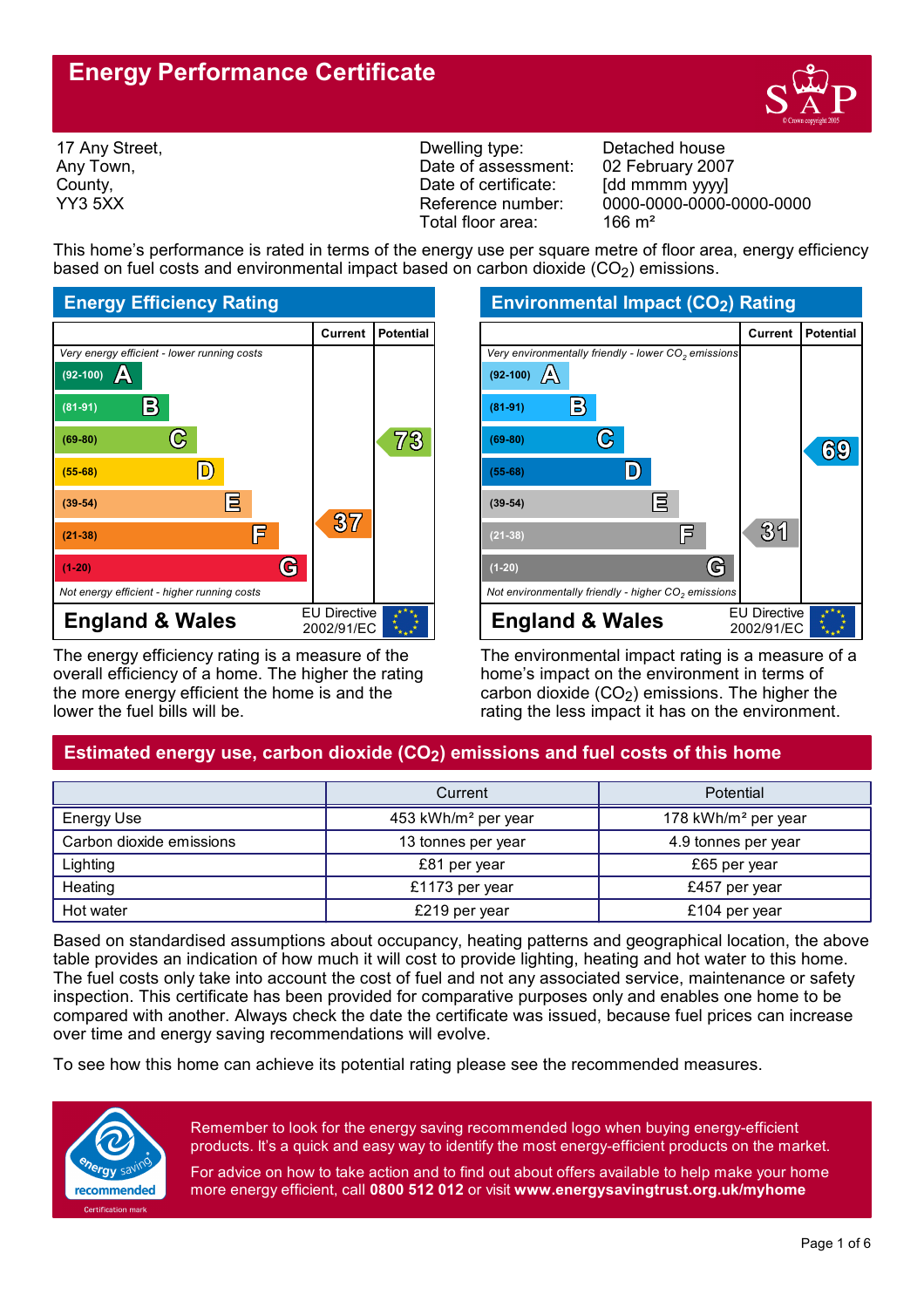# Energy Performance Certificate

17 Any Street,
Any Town,
County,
YY3 5XX

| | |
|---|---|
| Dwelling type: | Detached house |
| Date of assessment: | 02 February 2007 |
| Date of certificate: | [dd mmmm yyyy] |
| Reference number: | 0000-0000-0000-0000-0000 |
| Total floor area: | 166 m² |

This home's performance is rated in terms of the energy use per square metre of floor area, energy efficiency based on fuel costs and environmental impact based on carbon dioxide ($CO_2$) emissions.

## Energy Efficiency Rating

| | Current | Potential |
|---|---|---|
| *Very energy efficient - lower running costs* | | |
| (92-100) A | | |
| (81-91) B | | |
| (69-80) C | | 73 |
| (55-68) D | | |
| (39-54) E | | |
| (21-38) F | 37 | |
| (1-20) G | | |
| *Not energy efficient - higher running costs* | | |

England & Wales — EU Directive 2002/91/EC

The energy efficiency rating is a measure of the overall efficiency of a home. The higher the rating the more energy efficient the home is and the lower the fuel bills will be.

## Environmental Impact ($CO_2$) Rating

| | Current | Potential |
|---|---|---|
| *Very environmentally friendly - lower $CO_2$ emissions* | | |
| (92-100) A | | |
| (81-91) B | | |
| (69-80) C | | 69 |
| (55-68) D | | |
| (39-54) E | | |
| (21-38) F | 31 | |
| (1-20) G | | |
| *Not environmentally friendly - higher $CO_2$ emissions* | | |

England & Wales — EU Directive 2002/91/EC

The environmental impact rating is a measure of a home's impact on the environment in terms of carbon dioxide ($CO_2$) emissions. The higher the rating the less impact it has on the environment.

## Estimated energy use, carbon dioxide ($CO_2$) emissions and fuel costs of this home

| | Current | Potential |
|---|---|---|
| Energy Use | 453 kWh/m² per year | 178 kWh/m² per year |
| Carbon dioxide emissions | 13 tonnes per year | 4.9 tonnes per year |
| Lighting | £81 per year | £65 per year |
| Heating | £1173 per year | £457 per year |
| Hot water | £219 per year | £104 per year |

Based on standardised assumptions about occupancy, heating patterns and geographical location, the above table provides an indication of how much it will cost to provide lighting, heating and hot water to this home. The fuel costs only take into account the cost of fuel and not any associated service, maintenance or safety inspection. This certificate has been provided for comparative purposes only and enables one home to be compared with another. Always check the date the certificate was issued, because fuel prices can increase over time and energy saving recommendations will evolve.

To see how this home can achieve its potential rating please see the recommended measures.

Remember to look for the energy saving recommended logo when buying energy-efficient products. It's a quick and easy way to identify the most energy-efficient products on the market.

For advice on how to take action and to find out about offers available to help make your home more energy efficient, call **0800 512 012** or visit **www.energysavingtrust.org.uk/myhome**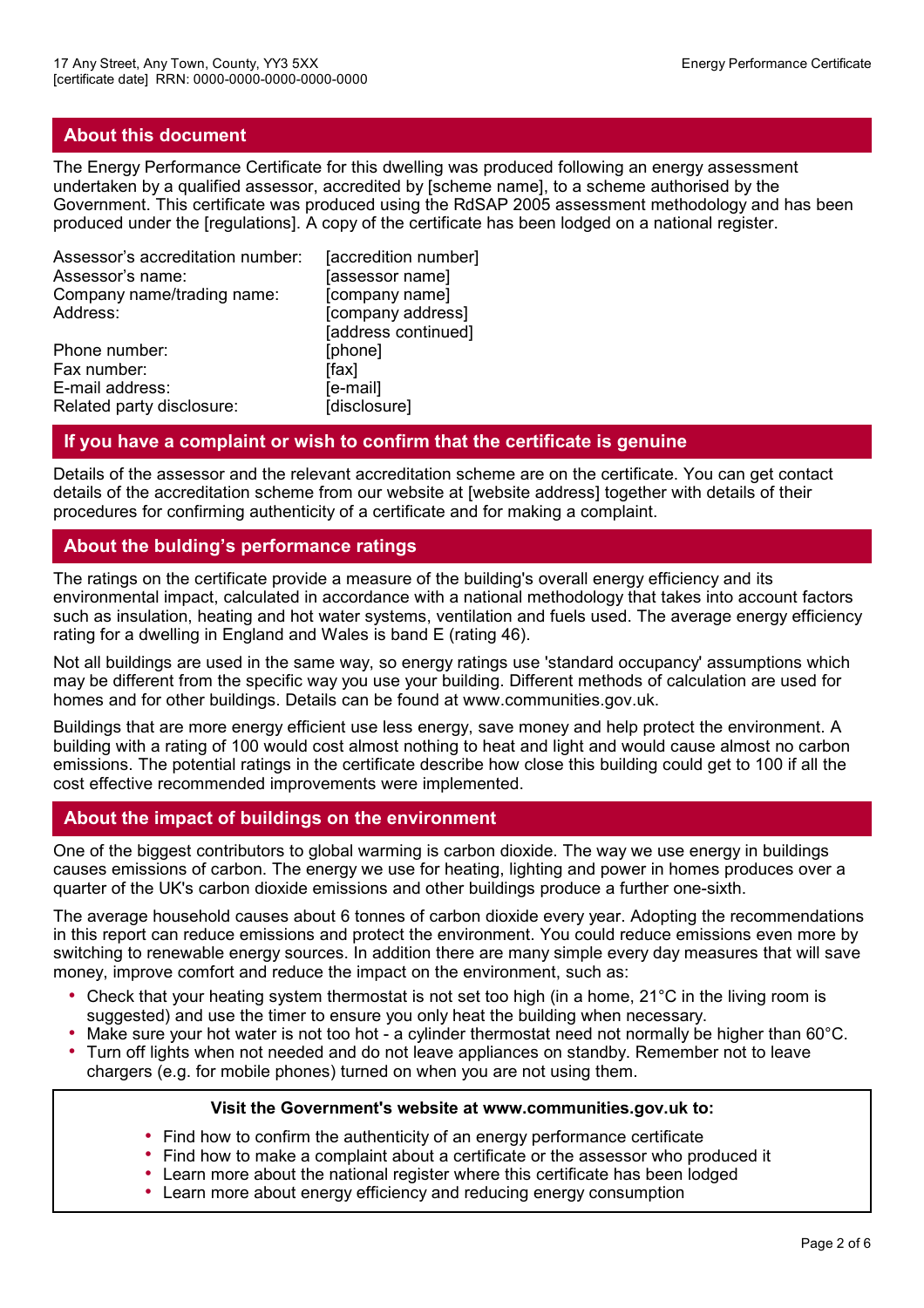## About this document

The Energy Performance Certificate for this dwelling was produced following an energy assessment undertaken by a qualified assessor, accredited by [scheme name], to a scheme authorised by the Government. This certificate was produced using the RdSAP 2005 assessment methodology and has been produced under the [regulations]. A copy of the certificate has been lodged on a national register.

| | |
|---|---|
| Assessor's accreditation number: | [accredition number] |
| Assessor's name: | [assessor name] |
| Company name/trading name: | [company name] |
| Address: | [company address] [address continued] |
| Phone number: | [phone] |
| Fax number: | [fax] |
| E-mail address: | [e-mail] |
| Related party disclosure: | [disclosure] |

## If you have a complaint or wish to confirm that the certificate is genuine

Details of the assessor and the relevant accreditation scheme are on the certificate. You can get contact details of the accreditation scheme from our website at [website address] together with details of their procedures for confirming authenticity of a certificate and for making a complaint.

## About the bulding's performance ratings

The ratings on the certificate provide a measure of the building's overall energy efficiency and its environmental impact, calculated in accordance with a national methodology that takes into account factors such as insulation, heating and hot water systems, ventilation and fuels used. The average energy efficiency rating for a dwelling in England and Wales is band E (rating 46).

Not all buildings are used in the same way, so energy ratings use 'standard occupancy' assumptions which may be different from the specific way you use your building. Different methods of calculation are used for homes and for other buildings. Details can be found at www.communities.gov.uk.

Buildings that are more energy efficient use less energy, save money and help protect the environment. A building with a rating of 100 would cost almost nothing to heat and light and would cause almost no carbon emissions. The potential ratings in the certificate describe how close this building could get to 100 if all the cost effective recommended improvements were implemented.

## About the impact of buildings on the environment

One of the biggest contributors to global warming is carbon dioxide. The way we use energy in buildings causes emissions of carbon. The energy we use for heating, lighting and power in homes produces over a quarter of the UK's carbon dioxide emissions and other buildings produce a further one-sixth.

The average household causes about 6 tonnes of carbon dioxide every year. Adopting the recommendations in this report can reduce emissions and protect the environment. You could reduce emissions even more by switching to renewable energy sources. In addition there are many simple every day measures that will save money, improve comfort and reduce the impact on the environment, such as:

- Check that your heating system thermostat is not set too high (in a home, 21°C in the living room is suggested) and use the timer to ensure you only heat the building when necessary.
- Make sure your hot water is not too hot - a cylinder thermostat need not normally be higher than 60°C.
- Turn off lights when not needed and do not leave appliances on standby. Remember not to leave chargers (e.g. for mobile phones) turned on when you are not using them.

**Visit the Government's website at www.communities.gov.uk to:**

- Find how to confirm the authenticity of an energy performance certificate
- Find how to make a complaint about a certificate or the assessor who produced it
- Learn more about the national register where this certificate has been lodged
- Learn more about energy efficiency and reducing energy consumption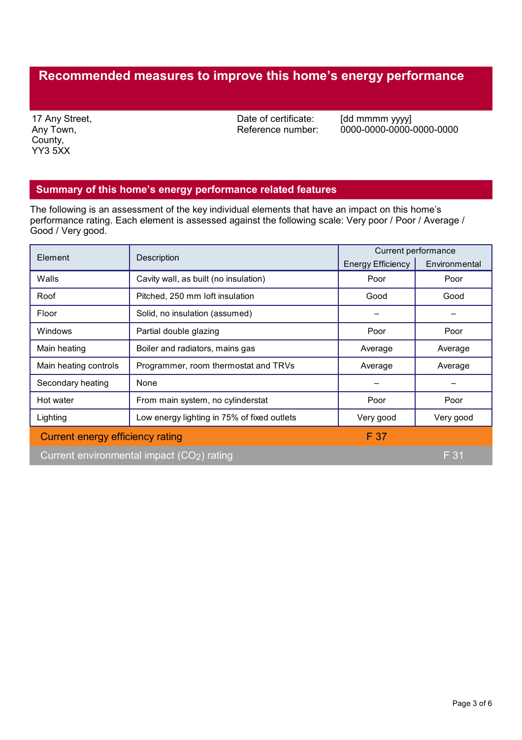# Recommended measures to improve this home's energy performance

17 Any Street,
Any Town,
County,
YY3 5XX

Date of certificate: [dd mmmm yyyy]
Reference number: 0000-0000-0000-0000-0000

## Summary of this home's energy performance related features

The following is an assessment of the key individual elements that have an impact on this home's performance rating. Each element is assessed against the following scale: Very poor / Poor / Average / Good / Very good.

| Element | Description | Current performance | |
|---|---|---|---|
| | | Energy Efficiency | Environmental |
| Walls | Cavity wall, as built (no insulation) | Poor | Poor |
| Roof | Pitched, 250 mm loft insulation | Good | Good |
| Floor | Solid, no insulation (assumed) | – | – |
| Windows | Partial double glazing | Poor | Poor |
| Main heating | Boiler and radiators, mains gas | Average | Average |
| Main heating controls | Programmer, room thermostat and TRVs | Average | Average |
| Secondary heating | None | – | – |
| Hot water | From main system, no cylinderstat | Poor | Poor |
| Lighting | Low energy lighting in 75% of fixed outlets | Very good | Very good |
| Current energy efficiency rating | | F 37 | |
| Current environmental impact ($CO_2$) rating | | | F 31 |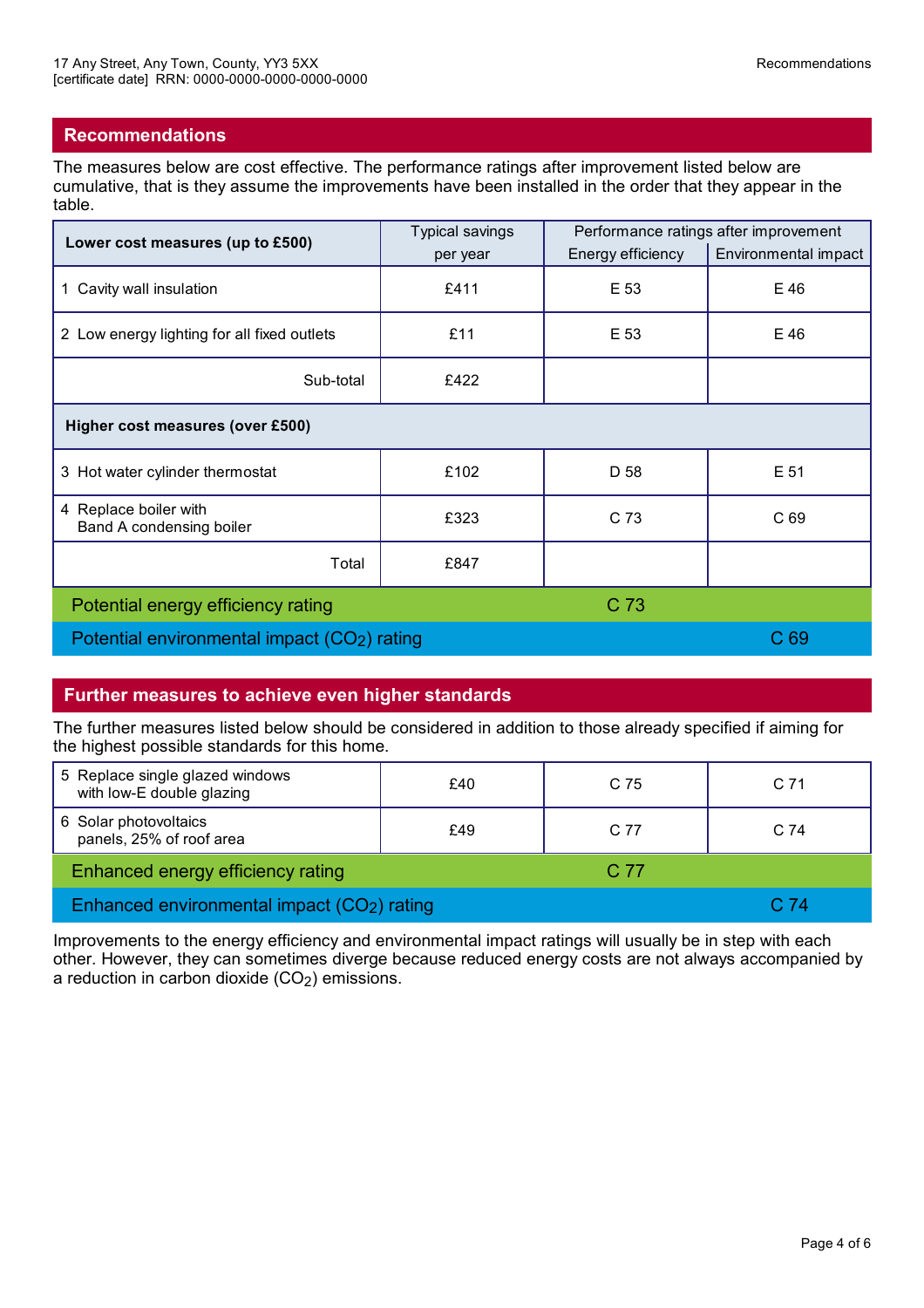## Recommendations

The measures below are cost effective. The performance ratings after improvement listed below are cumulative, that is they assume the improvements have been installed in the order that they appear in the table.

| Lower cost measures (up to £500) | Typical savings per year | Performance ratings after improvement | |
|---|---|---|---|
| | | Energy efficiency | Environmental impact |
| 1 Cavity wall insulation | £411 | E 53 | E 46 |
| 2 Low energy lighting for all fixed outlets | £11 | E 53 | E 46 |
| Sub-total | £422 | | |
| **Higher cost measures (over £500)** | | | |
| 3 Hot water cylinder thermostat | £102 | D 58 | E 51 |
| 4 Replace boiler with Band A condensing boiler | £323 | C 73 | C 69 |
| Total | £847 | | |
| Potential energy efficiency rating | | C 73 | |
| Potential environmental impact ($CO_2$) rating | | | C 69 |

## Further measures to achieve even higher standards

The further measures listed below should be considered in addition to those already specified if aiming for the highest possible standards for this home.

| Measure | Typical savings per year | Energy efficiency | Environmental impact |
|---|---|---|---|
| 5 Replace single glazed windows with low-E double glazing | £40 | C 75 | C 71 |
| 6 Solar photovoltaics panels, 25% of roof area | £49 | C 77 | C 74 |
| Enhanced energy efficiency rating | | C 77 | |
| Enhanced environmental impact ($CO_2$) rating | | | C 74 |

Improvements to the energy efficiency and environmental impact ratings will usually be in step with each other. However, they can sometimes diverge because reduced energy costs are not always accompanied by a reduction in carbon dioxide ($CO_2$) emissions.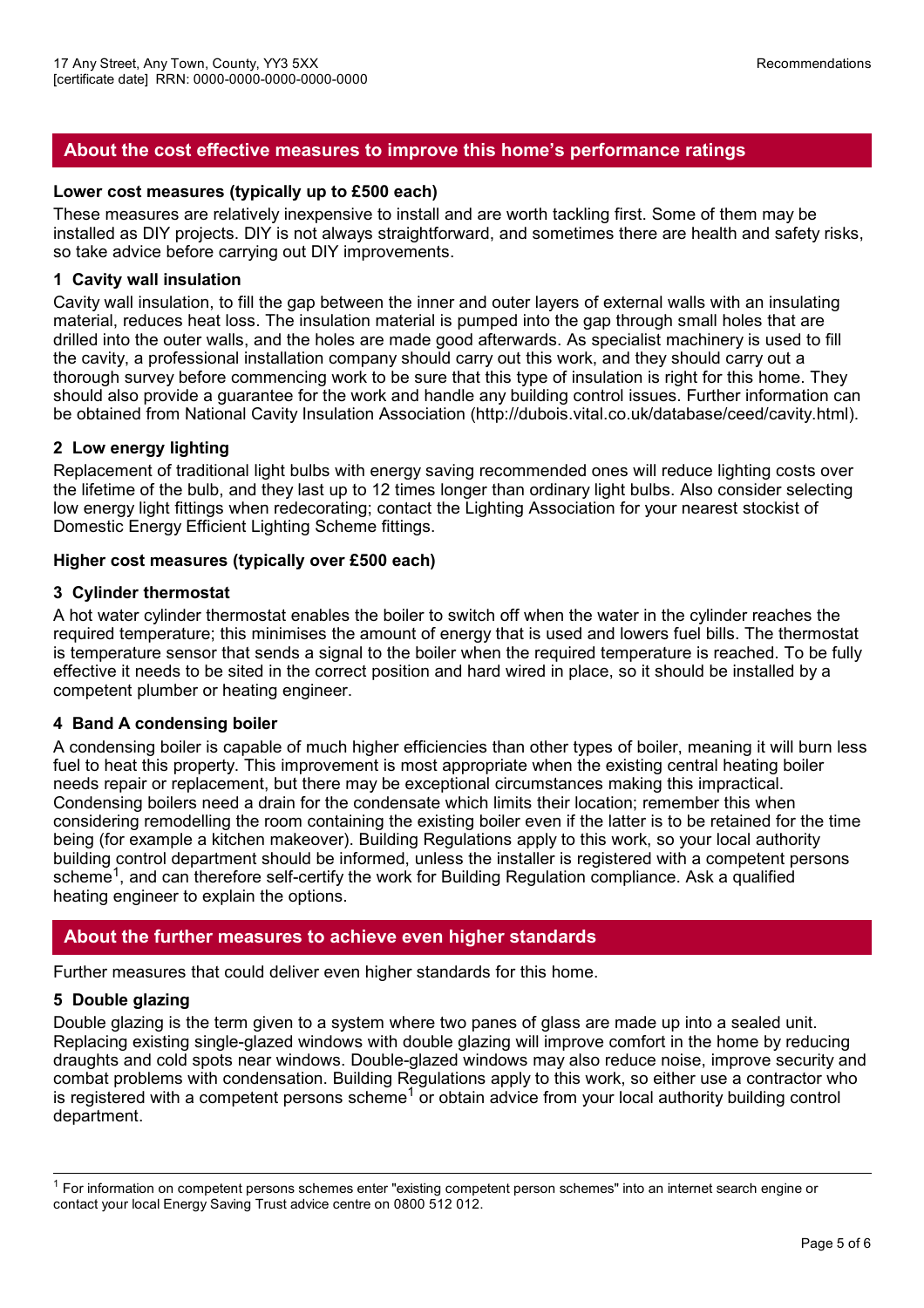## About the cost effective measures to improve this home's performance ratings

**Lower cost measures (typically up to £500 each)**

These measures are relatively inexpensive to install and are worth tackling first. Some of them may be installed as DIY projects. DIY is not always straightforward, and sometimes there are health and safety risks, so take advice before carrying out DIY improvements.

**1 Cavity wall insulation**

Cavity wall insulation, to fill the gap between the inner and outer layers of external walls with an insulating material, reduces heat loss. The insulation material is pumped into the gap through small holes that are drilled into the outer walls, and the holes are made good afterwards. As specialist machinery is used to fill the cavity, a professional installation company should carry out this work, and they should carry out a thorough survey before commencing work to be sure that this type of insulation is right for this home. They should also provide a guarantee for the work and handle any building control issues. Further information can be obtained from National Cavity Insulation Association (http://dubois.vital.co.uk/database/ceed/cavity.html).

**2 Low energy lighting**

Replacement of traditional light bulbs with energy saving recommended ones will reduce lighting costs over the lifetime of the bulb, and they last up to 12 times longer than ordinary light bulbs. Also consider selecting low energy light fittings when redecorating; contact the Lighting Association for your nearest stockist of Domestic Energy Efficient Lighting Scheme fittings.

**Higher cost measures (typically over £500 each)**

**3 Cylinder thermostat**

A hot water cylinder thermostat enables the boiler to switch off when the water in the cylinder reaches the required temperature; this minimises the amount of energy that is used and lowers fuel bills. The thermostat is temperature sensor that sends a signal to the boiler when the required temperature is reached. To be fully effective it needs to be sited in the correct position and hard wired in place, so it should be installed by a competent plumber or heating engineer.

**4 Band A condensing boiler**

A condensing boiler is capable of much higher efficiencies than other types of boiler, meaning it will burn less fuel to heat this property. This improvement is most appropriate when the existing central heating boiler needs repair or replacement, but there may be exceptional circumstances making this impractical. Condensing boilers need a drain for the condensate which limits their location; remember this when considering remodelling the room containing the existing boiler even if the latter is to be retained for the time being (for example a kitchen makeover). Building Regulations apply to this work, so your local authority building control department should be informed, unless the installer is registered with a competent persons scheme[1], and can therefore self-certify the work for Building Regulation compliance. Ask a qualified heating engineer to explain the options.

## About the further measures to achieve even higher standards

Further measures that could deliver even higher standards for this home.

**5 Double glazing**

Double glazing is the term given to a system where two panes of glass are made up into a sealed unit. Replacing existing single-glazed windows with double glazing will improve comfort in the home by reducing draughts and cold spots near windows. Double-glazed windows may also reduce noise, improve security and combat problems with condensation. Building Regulations apply to this work, so either use a contractor who is registered with a competent persons scheme[1] or obtain advice from your local authority building control department.

---

[1] For information on competent persons schemes enter "existing competent person schemes" into an internet search engine or contact your local Energy Saving Trust advice centre on 0800 512 012.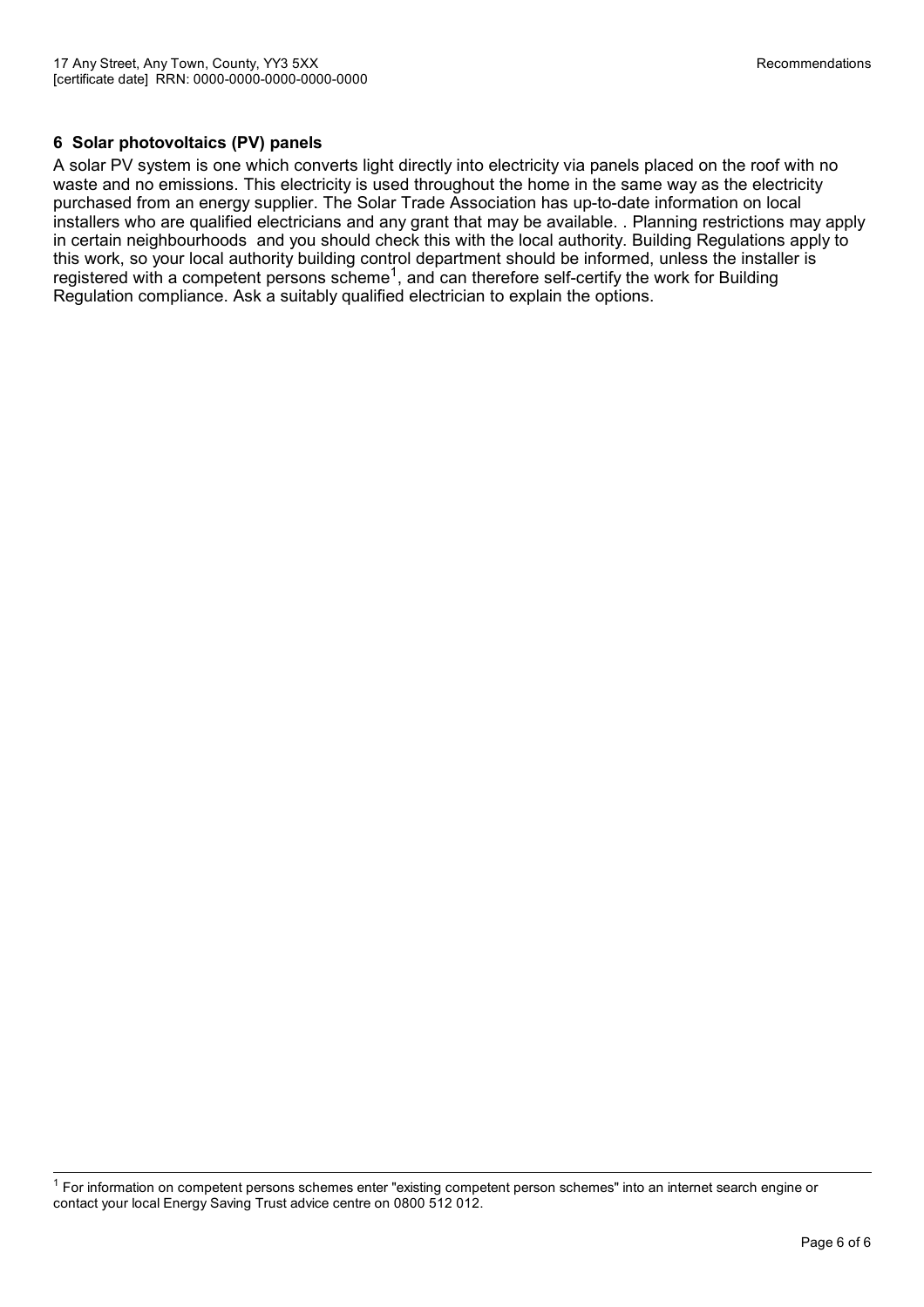### 6 Solar photovoltaics (PV) panels

A solar PV system is one which converts light directly into electricity via panels placed on the roof with no waste and no emissions. This electricity is used throughout the home in the same way as the electricity purchased from an energy supplier. The Solar Trade Association has up-to-date information on local installers who are qualified electricians and any grant that may be available. . Planning restrictions may apply in certain neighbourhoods and you should check this with the local authority. Building Regulations apply to this work, so your local authority building control department should be informed, unless the installer is registered with a competent persons scheme[1], and can therefore self-certify the work for Building Regulation compliance. Ask a suitably qualified electrician to explain the options.

---

[1] For information on competent persons schemes enter "existing competent person schemes" into an internet search engine or contact your local Energy Saving Trust advice centre on 0800 512 012.